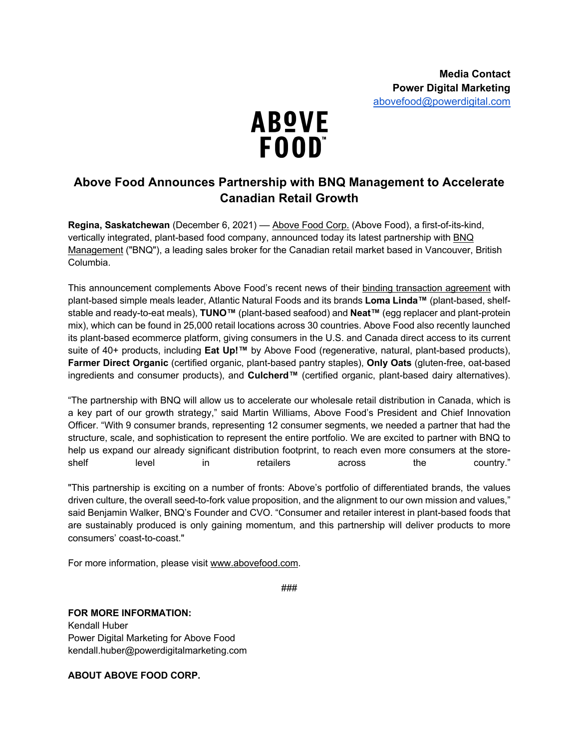**Media Contact**
**Power Digital Marketing**
[abovefood@powerdigital.com](mailto:abovefood@powerdigital.com)

ABOVE FOOD™

# Above Food Announces Partnership with BNQ Management to Accelerate Canadian Retail Growth

**Regina, Saskatchewan** (December 6, 2021) — Above Food Corp. (Above Food), a first-of-its-kind, vertically integrated, plant-based food company, announced today its latest partnership with BNQ Management ("BNQ"), a leading sales broker for the Canadian retail market based in Vancouver, British Columbia.

This announcement complements Above Food's recent news of their binding transaction agreement with plant-based simple meals leader, Atlantic Natural Foods and its brands **Loma Linda™** (plant-based, shelf-stable and ready-to-eat meals), **TUNO™** (plant-based seafood) and **Neat™** (egg replacer and plant-protein mix), which can be found in 25,000 retail locations across 30 countries. Above Food also recently launched its plant-based ecommerce platform, giving consumers in the U.S. and Canada direct access to its current suite of 40+ products, including **Eat Up!™** by Above Food (regenerative, natural, plant-based products), **Farmer Direct Organic** (certified organic, plant-based pantry staples), **Only Oats** (gluten-free, oat-based ingredients and consumer products), and **Culcherd™** (certified organic, plant-based dairy alternatives).

"The partnership with BNQ will allow us to accelerate our wholesale retail distribution in Canada, which is a key part of our growth strategy," said Martin Williams, Above Food's President and Chief Innovation Officer. "With 9 consumer brands, representing 12 consumer segments, we needed a partner that had the structure, scale, and sophistication to represent the entire portfolio. We are excited to partner with BNQ to help us expand our already significant distribution footprint, to reach even more consumers at the store-shelf level in retailers across the country."

"This partnership is exciting on a number of fronts: Above's portfolio of differentiated brands, the values driven culture, the overall seed-to-fork value proposition, and the alignment to our own mission and values," said Benjamin Walker, BNQ's Founder and CVO. "Consumer and retailer interest in plant-based foods that are sustainably produced is only gaining momentum, and this partnership will deliver products to more consumers' coast-to-coast."

For more information, please visit www.abovefood.com.

###

**FOR MORE INFORMATION:**
Kendall Huber
Power Digital Marketing for Above Food
kendall.huber@powerdigitalmarketing.com

**ABOUT ABOVE FOOD CORP.**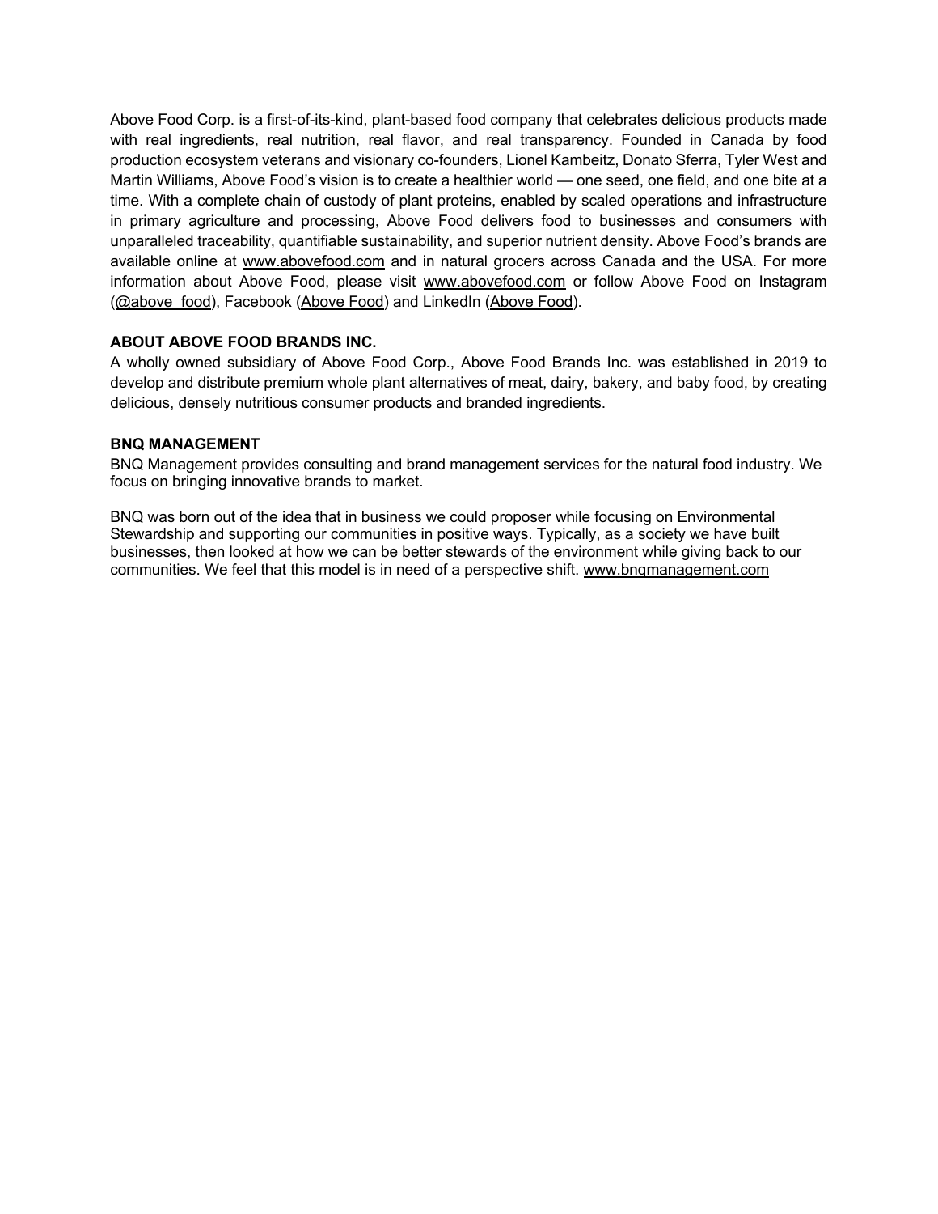Above Food Corp. is a first-of-its-kind, plant-based food company that celebrates delicious products made with real ingredients, real nutrition, real flavor, and real transparency. Founded in Canada by food production ecosystem veterans and visionary co-founders, Lionel Kambeitz, Donato Sferra, Tyler West and Martin Williams, Above Food's vision is to create a healthier world — one seed, one field, and one bite at a time. With a complete chain of custody of plant proteins, enabled by scaled operations and infrastructure in primary agriculture and processing, Above Food delivers food to businesses and consumers with unparalleled traceability, quantifiable sustainability, and superior nutrient density. Above Food's brands are available online at www.abovefood.com and in natural grocers across Canada and the USA. For more information about Above Food, please visit www.abovefood.com or follow Above Food on Instagram (@above_food), Facebook (Above Food) and LinkedIn (Above Food).

**ABOUT ABOVE FOOD BRANDS INC.**

A wholly owned subsidiary of Above Food Corp., Above Food Brands Inc. was established in 2019 to develop and distribute premium whole plant alternatives of meat, dairy, bakery, and baby food, by creating delicious, densely nutritious consumer products and branded ingredients.

**BNQ MANAGEMENT**

BNQ Management provides consulting and brand management services for the natural food industry. We focus on bringing innovative brands to market.

BNQ was born out of the idea that in business we could proposer while focusing on Environmental Stewardship and supporting our communities in positive ways. Typically, as a society we have built businesses, then looked at how we can be better stewards of the environment while giving back to our communities. We feel that this model is in need of a perspective shift. www.bnqmanagement.com